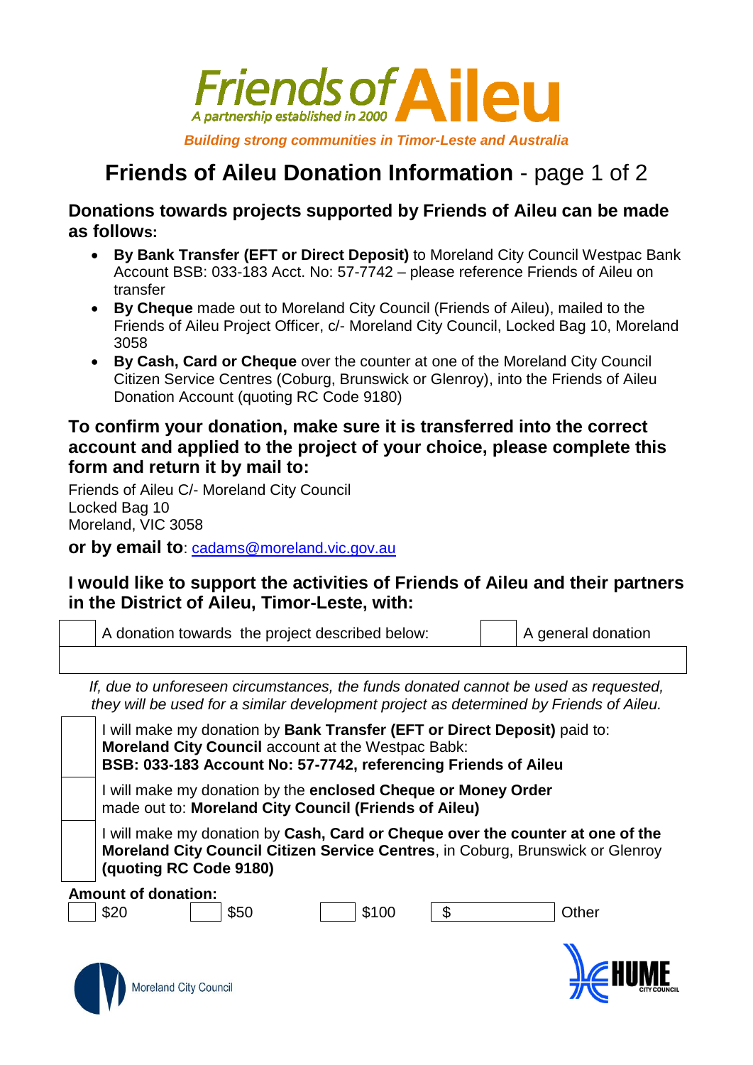# Friends of Aileu

*A partnership established in 2000*

***Building strong communities in Timor-Leste and Australia***

## **Friends of Aileu Donation Information** - page 1 of 2

### Donations towards projects supported by Friends of Aileu can be made as follows:

- **By Bank Transfer (EFT or Direct Deposit)** to Moreland City Council Westpac Bank Account BSB: 033-183 Acct. No: 57-7742 – please reference Friends of Aileu on transfer
- **By Cheque** made out to Moreland City Council (Friends of Aileu), mailed to the Friends of Aileu Project Officer, c/- Moreland City Council, Locked Bag 10, Moreland 3058
- **By Cash, Card or Cheque** over the counter at one of the Moreland City Council Citizen Service Centres (Coburg, Brunswick or Glenroy), into the Friends of Aileu Donation Account (quoting RC Code 9180)

### To confirm your donation, make sure it is transferred into the correct account and applied to the project of your choice, please complete this form and return it by mail to:

Friends of Aileu C/- Moreland City Council
Locked Bag 10
Moreland, VIC 3058

**or by email to**: cadams@moreland.vic.gov.au

### I would like to support the activities of Friends of Aileu and their partners in the District of Aileu, Timor-Leste, with:

☐ A donation towards the project described below: ☐ A general donation

*If, due to unforeseen circumstances, the funds donated cannot be used as requested, they will be used for a similar development project as determined by Friends of Aileu.*

☐ I will make my donation by **Bank Transfer (EFT or Direct Deposit)** paid to: **Moreland City Council** account at the Westpac Babk: **BSB: 033-183 Account No: 57-7742, referencing Friends of Aileu**

☐ I will make my donation by the **enclosed Cheque or Money Order** made out to: **Moreland City Council (Friends of Aileu)**

☐ I will make my donation by **Cash, Card or Cheque over the counter at one of the Moreland City Council Citizen Service Centres**, in Coburg, Brunswick or Glenroy **(quoting RC Code 9180)**

**Amount of donation:**

☐ $20 ☐ $50 ☐ $100 ☐ $ \_\_\_\_\_\_\_\_ Other

Moreland City Council

HUME CITY COUNCIL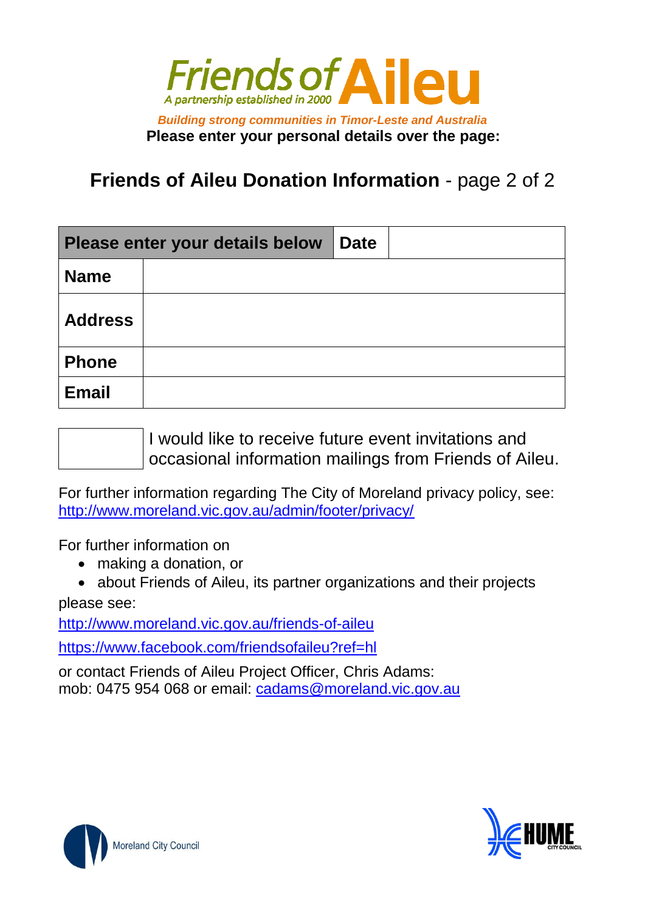# Friends of Aileu

*A partnership established in 2000*

***Building strong communities in Timor-Leste and Australia***

**Please enter your personal details over the page:**

## **Friends of Aileu Donation Information** - page 2 of 2

| **Please enter your details below** | | **Date** | |
|---|---|---|---|
| **Name** | | | |
| **Address** | | | |
| **Phone** | | | |
| **Email** | | | |

| | |
|---|---|
| | I would like to receive future event invitations and occasional information mailings from Friends of Aileu. |

For further information regarding The City of Moreland privacy policy, see: http://www.moreland.vic.gov.au/admin/footer/privacy/

For further information on

- making a donation, or
- about Friends of Aileu, its partner organizations and their projects

please see:

http://www.moreland.vic.gov.au/friends-of-aileu

https://www.facebook.com/friendsofaileu?ref=hl

or contact Friends of Aileu Project Officer, Chris Adams:
mob: 0475 954 068 or email: cadams@moreland.vic.gov.au

Moreland City Council

HUME CITY COUNCIL